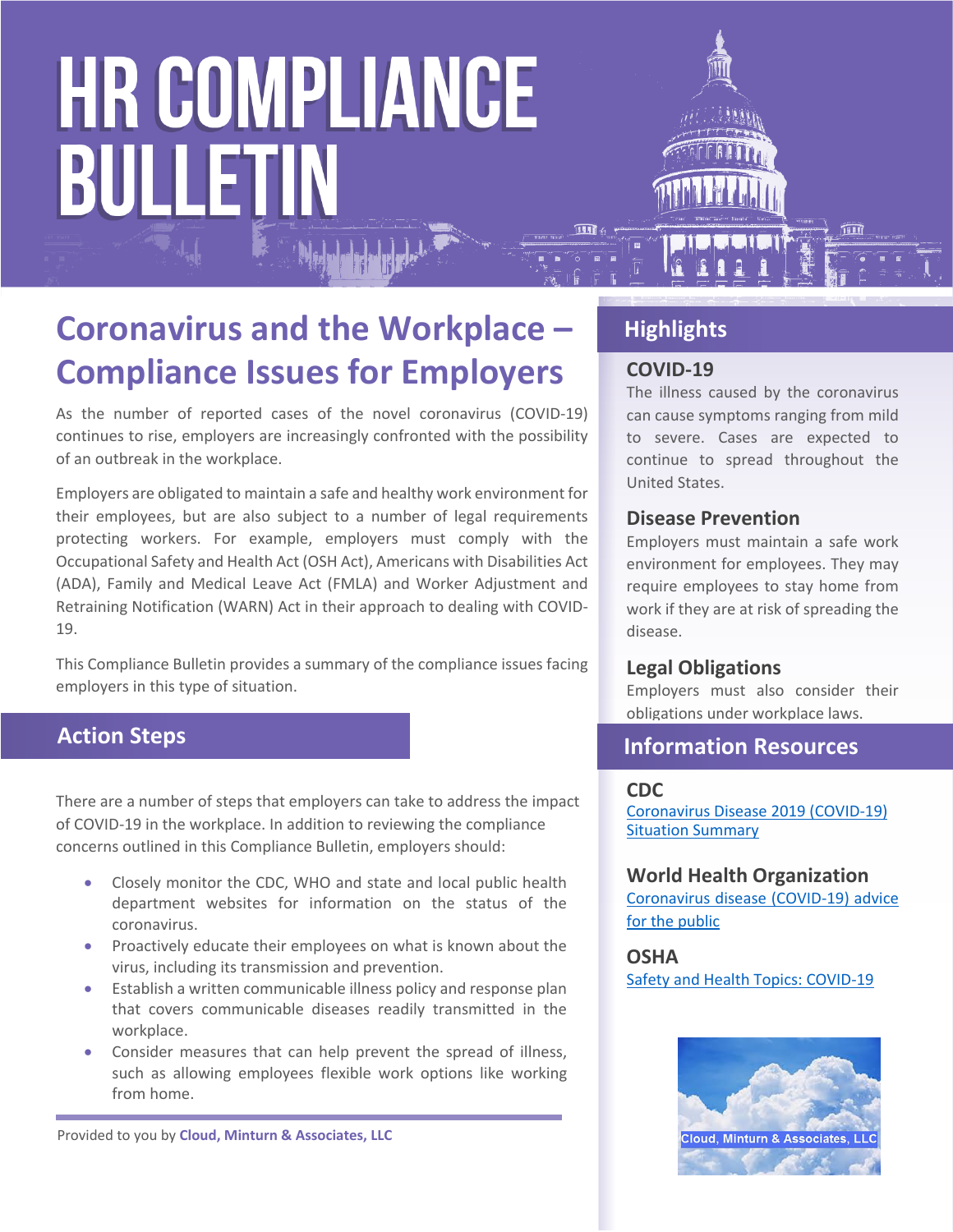# HR COMPLIANCE BULLETIN

## Coronavirus and the Workplace – Compliance Issues for Employers

As the number of reported cases of the novel coronavirus (COVID-19) continues to rise, employers are increasingly confronted with the possibility of an outbreak in the workplace.

Employers are obligated to maintain a safe and healthy work environment for their employees, but are also subject to a number of legal requirements protecting workers. For example, employers must comply with the Occupational Safety and Health Act (OSH Act), Americans with Disabilities Act (ADA), Family and Medical Leave Act (FMLA) and Worker Adjustment and Retraining Notification (WARN) Act in their approach to dealing with COVID-19.

This Compliance Bulletin provides a summary of the compliance issues facing employers in this type of situation.

### Action Steps

There are a number of steps that employers can take to address the impact of COVID-19 in the workplace. In addition to reviewing the compliance concerns outlined in this Compliance Bulletin, employers should:

- Closely monitor the CDC, WHO and state and local public health department websites for information on the status of the coronavirus.
- Proactively educate their employees on what is known about the virus, including its transmission and prevention.
- Establish a written communicable illness policy and response plan that covers communicable diseases readily transmitted in the workplace.
- Consider measures that can help prevent the spread of illness, such as allowing employees flexible work options like working from home.

Provided to you by **Cloud, Minturn & Associates, LLC**

### Highlights

**COVID-19**

The illness caused by the coronavirus can cause symptoms ranging from mild to severe. Cases are expected to continue to spread throughout the United States.

**Disease Prevention**

Employers must maintain a safe work environment for employees. They may require employees to stay home from work if they are at risk of spreading the disease.

**Legal Obligations**

Employers must also consider their obligations under workplace laws.

### Information Resources

**CDC**

Coronavirus Disease 2019 (COVID-19) Situation Summary

**World Health Organization**

Coronavirus disease (COVID-19) advice for the public

**OSHA**

Safety and Health Topics: COVID-19

Cloud, Minturn & Associates, LLC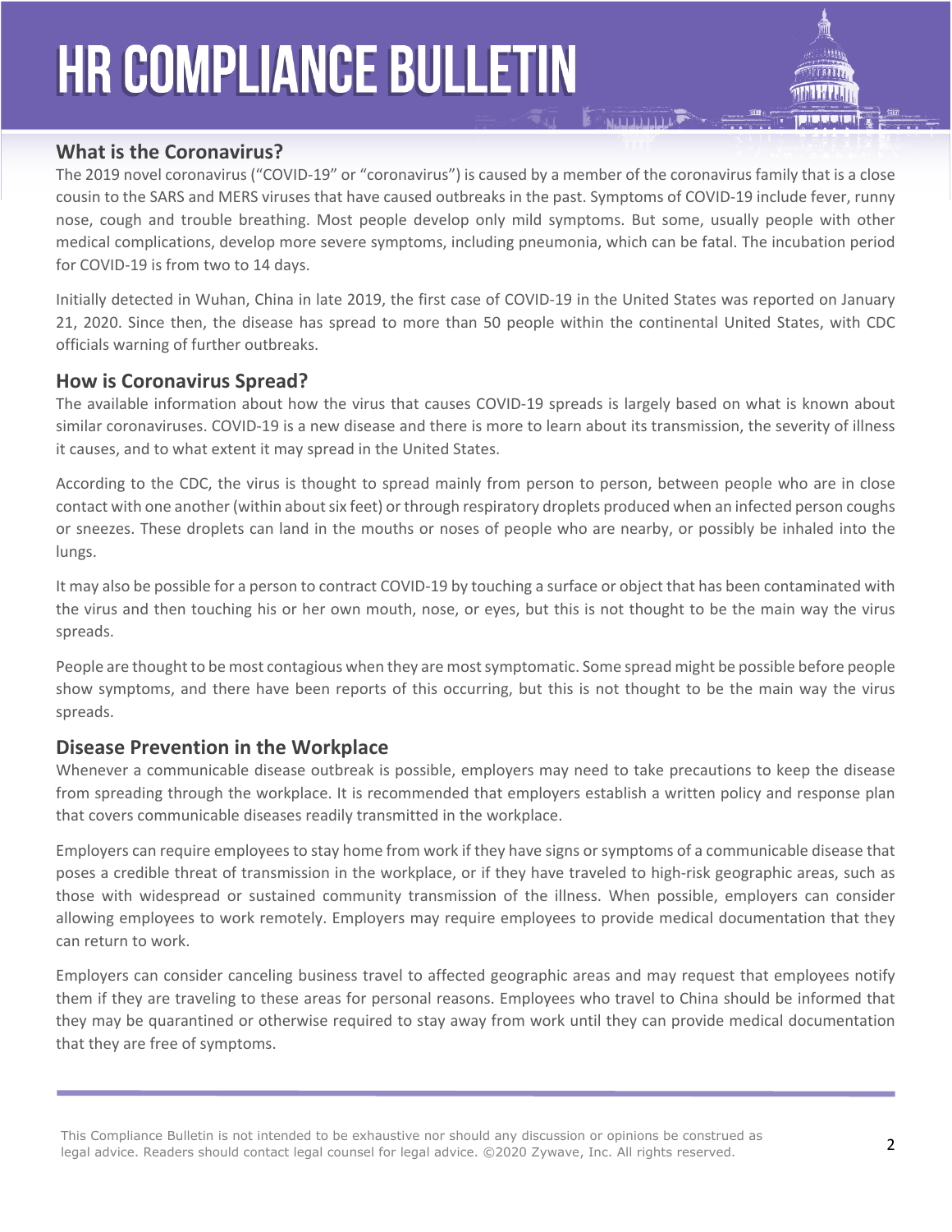## What is the Coronavirus?

The 2019 novel coronavirus ("COVID-19" or "coronavirus") is caused by a member of the coronavirus family that is a close cousin to the SARS and MERS viruses that have caused outbreaks in the past. Symptoms of COVID-19 include fever, runny nose, cough and trouble breathing. Most people develop only mild symptoms. But some, usually people with other medical complications, develop more severe symptoms, including pneumonia, which can be fatal. The incubation period for COVID-19 is from two to 14 days.

Initially detected in Wuhan, China in late 2019, the first case of COVID-19 in the United States was reported on January 21, 2020. Since then, the disease has spread to more than 50 people within the continental United States, with CDC officials warning of further outbreaks.

## How is Coronavirus Spread?

The available information about how the virus that causes COVID-19 spreads is largely based on what is known about similar coronaviruses. COVID-19 is a new disease and there is more to learn about its transmission, the severity of illness it causes, and to what extent it may spread in the United States.

According to the CDC, the virus is thought to spread mainly from person to person, between people who are in close contact with one another (within about six feet) or through respiratory droplets produced when an infected person coughs or sneezes. These droplets can land in the mouths or noses of people who are nearby, or possibly be inhaled into the lungs.

It may also be possible for a person to contract COVID-19 by touching a surface or object that has been contaminated with the virus and then touching his or her own mouth, nose, or eyes, but this is not thought to be the main way the virus spreads.

People are thought to be most contagious when they are most symptomatic. Some spread might be possible before people show symptoms, and there have been reports of this occurring, but this is not thought to be the main way the virus spreads.

## Disease Prevention in the Workplace

Whenever a communicable disease outbreak is possible, employers may need to take precautions to keep the disease from spreading through the workplace. It is recommended that employers establish a written policy and response plan that covers communicable diseases readily transmitted in the workplace.

Employers can require employees to stay home from work if they have signs or symptoms of a communicable disease that poses a credible threat of transmission in the workplace, or if they have traveled to high-risk geographic areas, such as those with widespread or sustained community transmission of the illness. When possible, employers can consider allowing employees to work remotely. Employers may require employees to provide medical documentation that they can return to work.

Employers can consider canceling business travel to affected geographic areas and may request that employees notify them if they are traveling to these areas for personal reasons. Employees who travel to China should be informed that they may be quarantined or otherwise required to stay away from work until they can provide medical documentation that they are free of symptoms.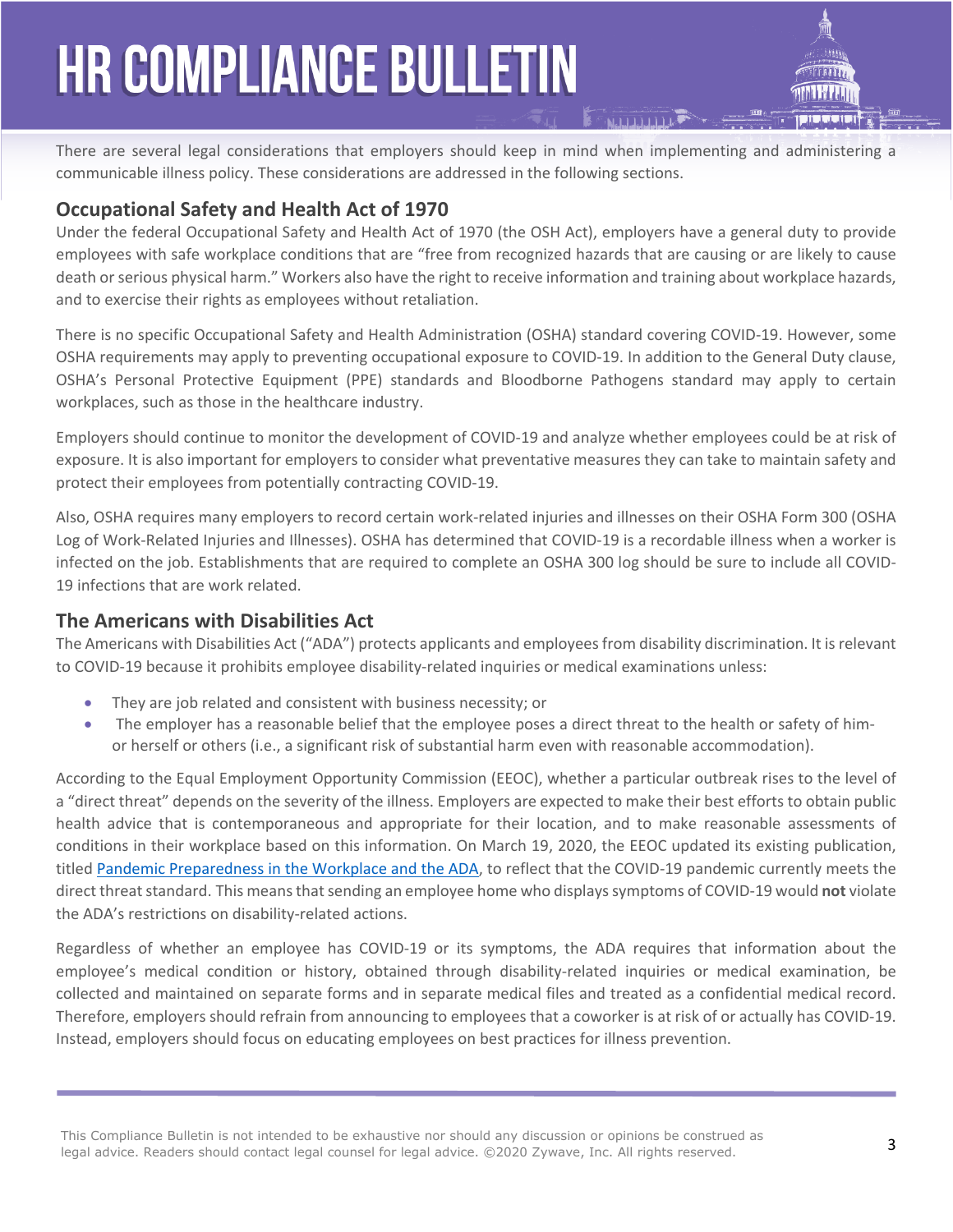There are several legal considerations that employers should keep in mind when implementing and administering a communicable illness policy. These considerations are addressed in the following sections.

## Occupational Safety and Health Act of 1970

Under the federal Occupational Safety and Health Act of 1970 (the OSH Act), employers have a general duty to provide employees with safe workplace conditions that are "free from recognized hazards that are causing or are likely to cause death or serious physical harm." Workers also have the right to receive information and training about workplace hazards, and to exercise their rights as employees without retaliation.

There is no specific Occupational Safety and Health Administration (OSHA) standard covering COVID-19. However, some OSHA requirements may apply to preventing occupational exposure to COVID-19. In addition to the General Duty clause, OSHA's Personal Protective Equipment (PPE) standards and Bloodborne Pathogens standard may apply to certain workplaces, such as those in the healthcare industry.

Employers should continue to monitor the development of COVID-19 and analyze whether employees could be at risk of exposure. It is also important for employers to consider what preventative measures they can take to maintain safety and protect their employees from potentially contracting COVID-19.

Also, OSHA requires many employers to record certain work-related injuries and illnesses on their OSHA Form 300 (OSHA Log of Work-Related Injuries and Illnesses). OSHA has determined that COVID-19 is a recordable illness when a worker is infected on the job. Establishments that are required to complete an OSHA 300 log should be sure to include all COVID-19 infections that are work related.

## The Americans with Disabilities Act

The Americans with Disabilities Act ("ADA") protects applicants and employees from disability discrimination. It is relevant to COVID-19 because it prohibits employee disability-related inquiries or medical examinations unless:

- They are job related and consistent with business necessity; or
- The employer has a reasonable belief that the employee poses a direct threat to the health or safety of him- or herself or others (i.e., a significant risk of substantial harm even with reasonable accommodation).

According to the Equal Employment Opportunity Commission (EEOC), whether a particular outbreak rises to the level of a "direct threat" depends on the severity of the illness. Employers are expected to make their best efforts to obtain public health advice that is contemporaneous and appropriate for their location, and to make reasonable assessments of conditions in their workplace based on this information. On March 19, 2020, the EEOC updated its existing publication, titled Pandemic Preparedness in the Workplace and the ADA, to reflect that the COVID-19 pandemic currently meets the direct threat standard. This means that sending an employee home who displays symptoms of COVID-19 would **not** violate the ADA's restrictions on disability-related actions.

Regardless of whether an employee has COVID-19 or its symptoms, the ADA requires that information about the employee's medical condition or history, obtained through disability-related inquiries or medical examination, be collected and maintained on separate forms and in separate medical files and treated as a confidential medical record. Therefore, employers should refrain from announcing to employees that a coworker is at risk of or actually has COVID-19. Instead, employers should focus on educating employees on best practices for illness prevention.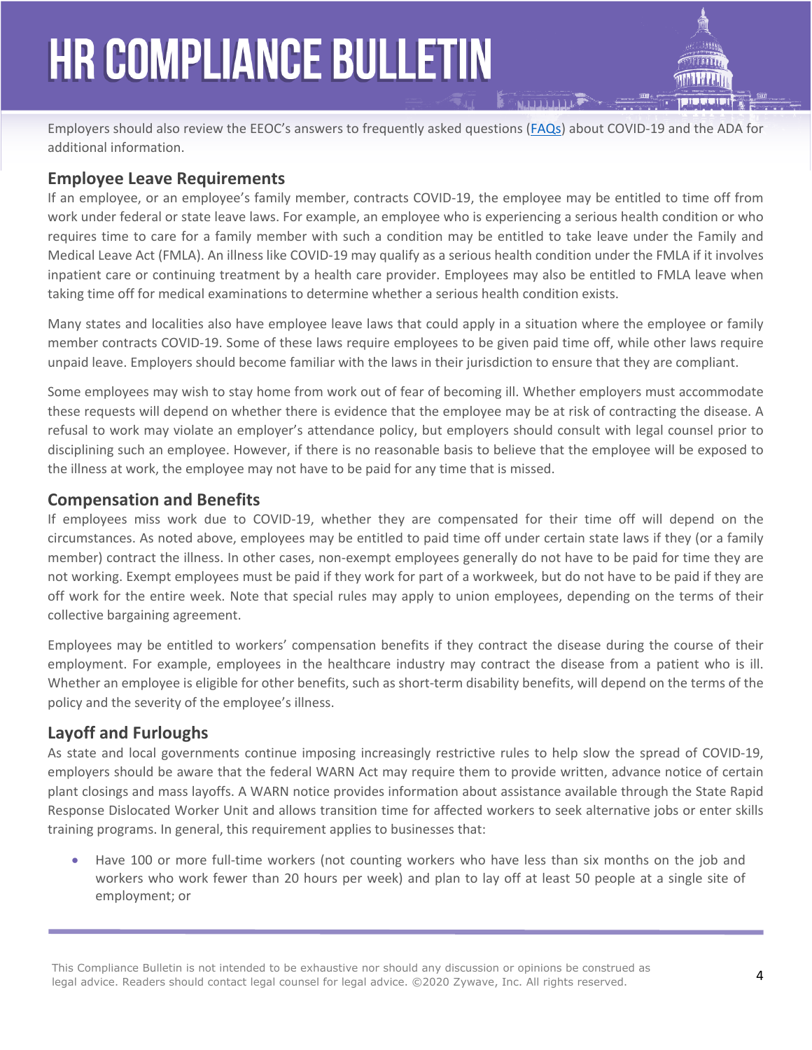Employers should also review the EEOC's answers to frequently asked questions (FAQs) about COVID-19 and the ADA for additional information.

## Employee Leave Requirements

If an employee, or an employee's family member, contracts COVID-19, the employee may be entitled to time off from work under federal or state leave laws. For example, an employee who is experiencing a serious health condition or who requires time to care for a family member with such a condition may be entitled to take leave under the Family and Medical Leave Act (FMLA). An illness like COVID-19 may qualify as a serious health condition under the FMLA if it involves inpatient care or continuing treatment by a health care provider. Employees may also be entitled to FMLA leave when taking time off for medical examinations to determine whether a serious health condition exists.

Many states and localities also have employee leave laws that could apply in a situation where the employee or family member contracts COVID-19. Some of these laws require employees to be given paid time off, while other laws require unpaid leave. Employers should become familiar with the laws in their jurisdiction to ensure that they are compliant.

Some employees may wish to stay home from work out of fear of becoming ill. Whether employers must accommodate these requests will depend on whether there is evidence that the employee may be at risk of contracting the disease. A refusal to work may violate an employer's attendance policy, but employers should consult with legal counsel prior to disciplining such an employee. However, if there is no reasonable basis to believe that the employee will be exposed to the illness at work, the employee may not have to be paid for any time that is missed.

## Compensation and Benefits

If employees miss work due to COVID-19, whether they are compensated for their time off will depend on the circumstances. As noted above, employees may be entitled to paid time off under certain state laws if they (or a family member) contract the illness. In other cases, non-exempt employees generally do not have to be paid for time they are not working. Exempt employees must be paid if they work for part of a workweek, but do not have to be paid if they are off work for the entire week. Note that special rules may apply to union employees, depending on the terms of their collective bargaining agreement.

Employees may be entitled to workers' compensation benefits if they contract the disease during the course of their employment. For example, employees in the healthcare industry may contract the disease from a patient who is ill. Whether an employee is eligible for other benefits, such as short-term disability benefits, will depend on the terms of the policy and the severity of the employee's illness.

## Layoff and Furloughs

As state and local governments continue imposing increasingly restrictive rules to help slow the spread of COVID-19, employers should be aware that the federal WARN Act may require them to provide written, advance notice of certain plant closings and mass layoffs. A WARN notice provides information about assistance available through the State Rapid Response Dislocated Worker Unit and allows transition time for affected workers to seek alternative jobs or enter skills training programs. In general, this requirement applies to businesses that:

- Have 100 or more full-time workers (not counting workers who have less than six months on the job and workers who work fewer than 20 hours per week) and plan to lay off at least 50 people at a single site of employment; or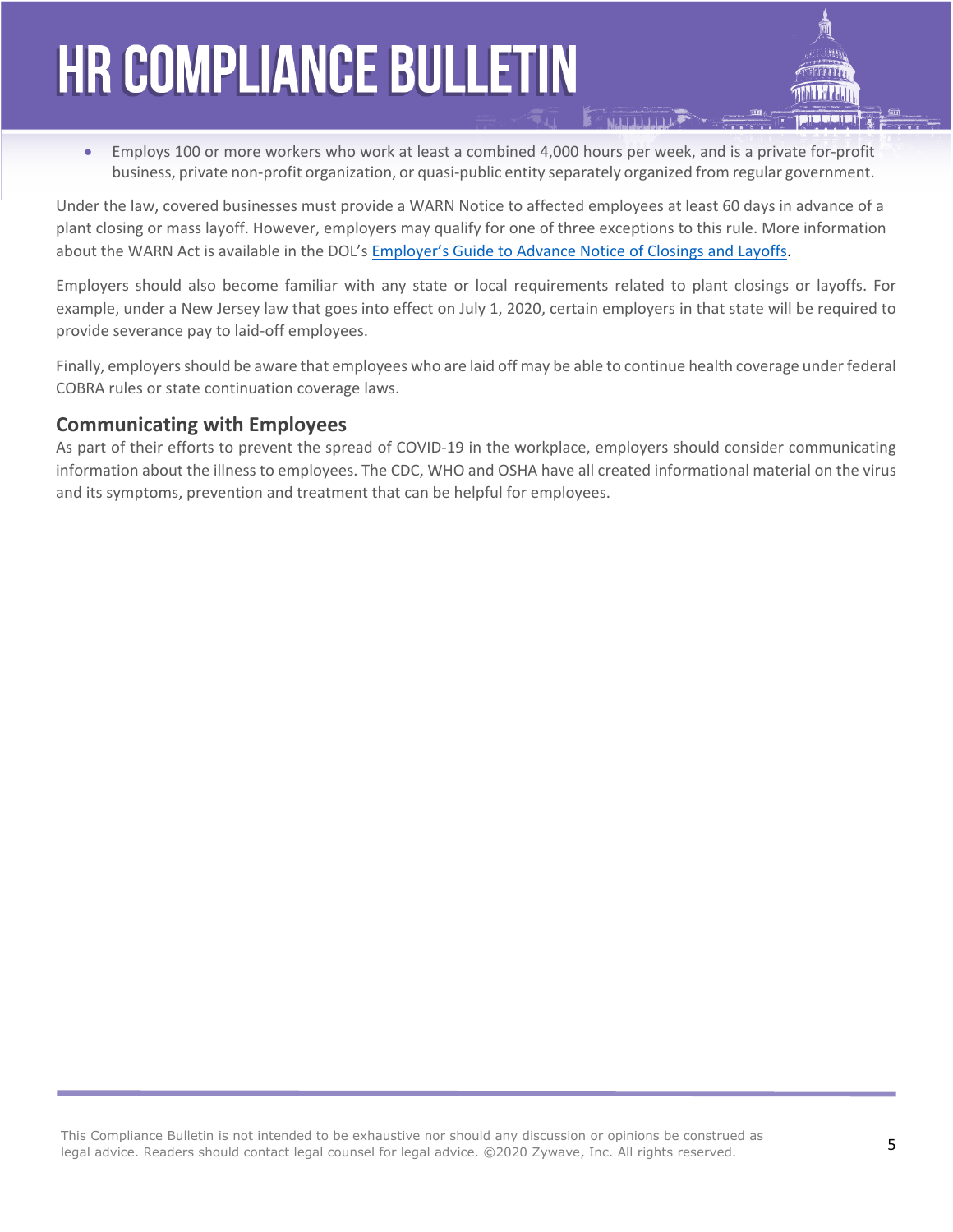- Employs 100 or more workers who work at least a combined 4,000 hours per week, and is a private for-profit business, private non-profit organization, or quasi-public entity separately organized from regular government.

Under the law, covered businesses must provide a WARN Notice to affected employees at least 60 days in advance of a plant closing or mass layoff. However, employers may qualify for one of three exceptions to this rule. More information about the WARN Act is available in the DOL's [Employer's Guide to Advance Notice of Closings and Layoffs](#).

Employers should also become familiar with any state or local requirements related to plant closings or layoffs. For example, under a New Jersey law that goes into effect on July 1, 2020, certain employers in that state will be required to provide severance pay to laid-off employees.

Finally, employers should be aware that employees who are laid off may be able to continue health coverage under federal COBRA rules or state continuation coverage laws.

## Communicating with Employees

As part of their efforts to prevent the spread of COVID-19 in the workplace, employers should consider communicating information about the illness to employees. The CDC, WHO and OSHA have all created informational material on the virus and its symptoms, prevention and treatment that can be helpful for employees.